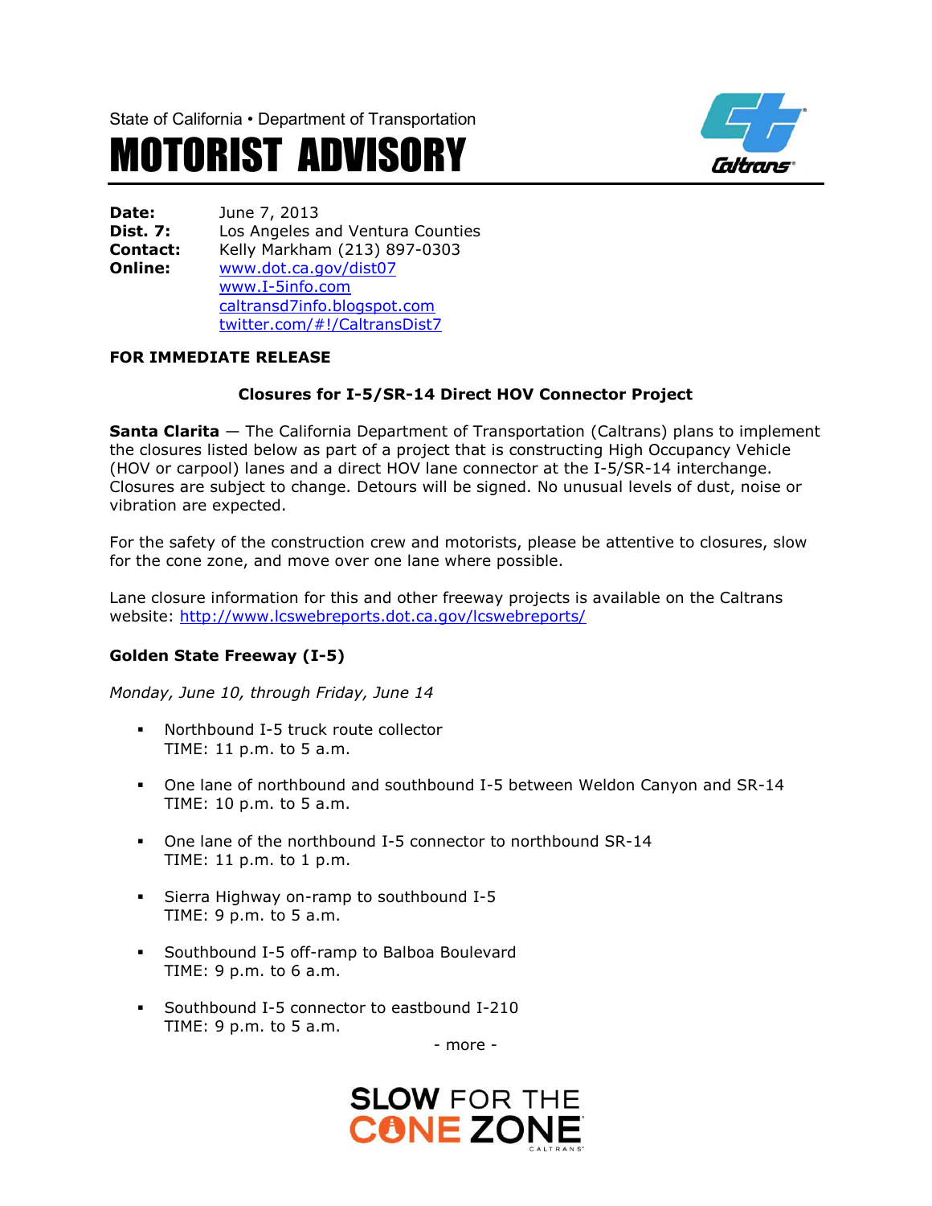State of California • Department of Transportation

# MOTORIST ADVISORY

**Date:** June 7, 2013
**Dist. 7:** Los Angeles and Ventura Counties
**Contact:** Kelly Markham (213) 897-0303
**Online:** www.dot.ca.gov/dist07
www.I-5info.com
caltransd7info.blogspot.com
twitter.com/#!/CaltransDist7

**FOR IMMEDIATE RELEASE**

## Closures for I-5/SR-14 Direct HOV Connector Project

**Santa Clarita** — The California Department of Transportation (Caltrans) plans to implement the closures listed below as part of a project that is constructing High Occupancy Vehicle (HOV or carpool) lanes and a direct HOV lane connector at the I-5/SR-14 interchange. Closures are subject to change. Detours will be signed. No unusual levels of dust, noise or vibration are expected.

For the safety of the construction crew and motorists, please be attentive to closures, slow for the cone zone, and move over one lane where possible.

Lane closure information for this and other freeway projects is available on the Caltrans website: http://www.lcswebreports.dot.ca.gov/lcswebreports/

### Golden State Freeway (I-5)

*Monday, June 10, through Friday, June 14*

- Northbound I-5 truck route collector
  TIME: 11 p.m. to 5 a.m.

- One lane of northbound and southbound I-5 between Weldon Canyon and SR-14
  TIME: 10 p.m. to 5 a.m.

- One lane of the northbound I-5 connector to northbound SR-14
  TIME: 11 p.m. to 1 p.m.

- Sierra Highway on-ramp to southbound I-5
  TIME: 9 p.m. to 5 a.m.

- Southbound I-5 off-ramp to Balboa Boulevard
  TIME: 9 p.m. to 6 a.m.

- Southbound I-5 connector to eastbound I-210
  TIME: 9 p.m. to 5 a.m.

- more -

SLOW FOR THE CONE ZONE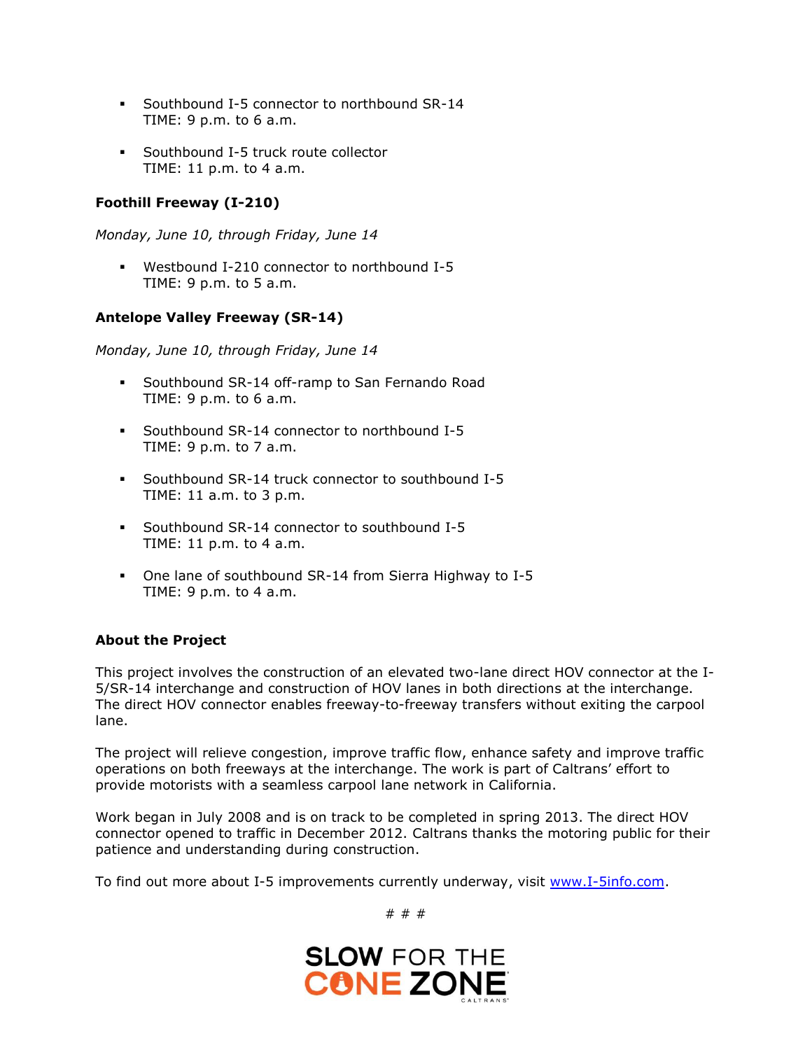- Southbound I-5 connector to northbound SR-14
  TIME: 9 p.m. to 6 a.m.

- Southbound I-5 truck route collector
  TIME: 11 p.m. to 4 a.m.

**Foothill Freeway (I-210)**

*Monday, June 10, through Friday, June 14*

- Westbound I-210 connector to northbound I-5
  TIME: 9 p.m. to 5 a.m.

**Antelope Valley Freeway (SR-14)**

*Monday, June 10, through Friday, June 14*

- Southbound SR-14 off-ramp to San Fernando Road
  TIME: 9 p.m. to 6 a.m.

- Southbound SR-14 connector to northbound I-5
  TIME: 9 p.m. to 7 a.m.

- Southbound SR-14 truck connector to southbound I-5
  TIME: 11 a.m. to 3 p.m.

- Southbound SR-14 connector to southbound I-5
  TIME: 11 p.m. to 4 a.m.

- One lane of southbound SR-14 from Sierra Highway to I-5
  TIME: 9 p.m. to 4 a.m.

**About the Project**

This project involves the construction of an elevated two-lane direct HOV connector at the I-5/SR-14 interchange and construction of HOV lanes in both directions at the interchange. The direct HOV connector enables freeway-to-freeway transfers without exiting the carpool lane.

The project will relieve congestion, improve traffic flow, enhance safety and improve traffic operations on both freeways at the interchange. The work is part of Caltrans' effort to provide motorists with a seamless carpool lane network in California.

Work began in July 2008 and is on track to be completed in spring 2013. The direct HOV connector opened to traffic in December 2012. Caltrans thanks the motoring public for their patience and understanding during construction.

To find out more about I-5 improvements currently underway, visit www.I-5info.com.

# # #

SLOW FOR THE CONE ZONE

CALTRANS